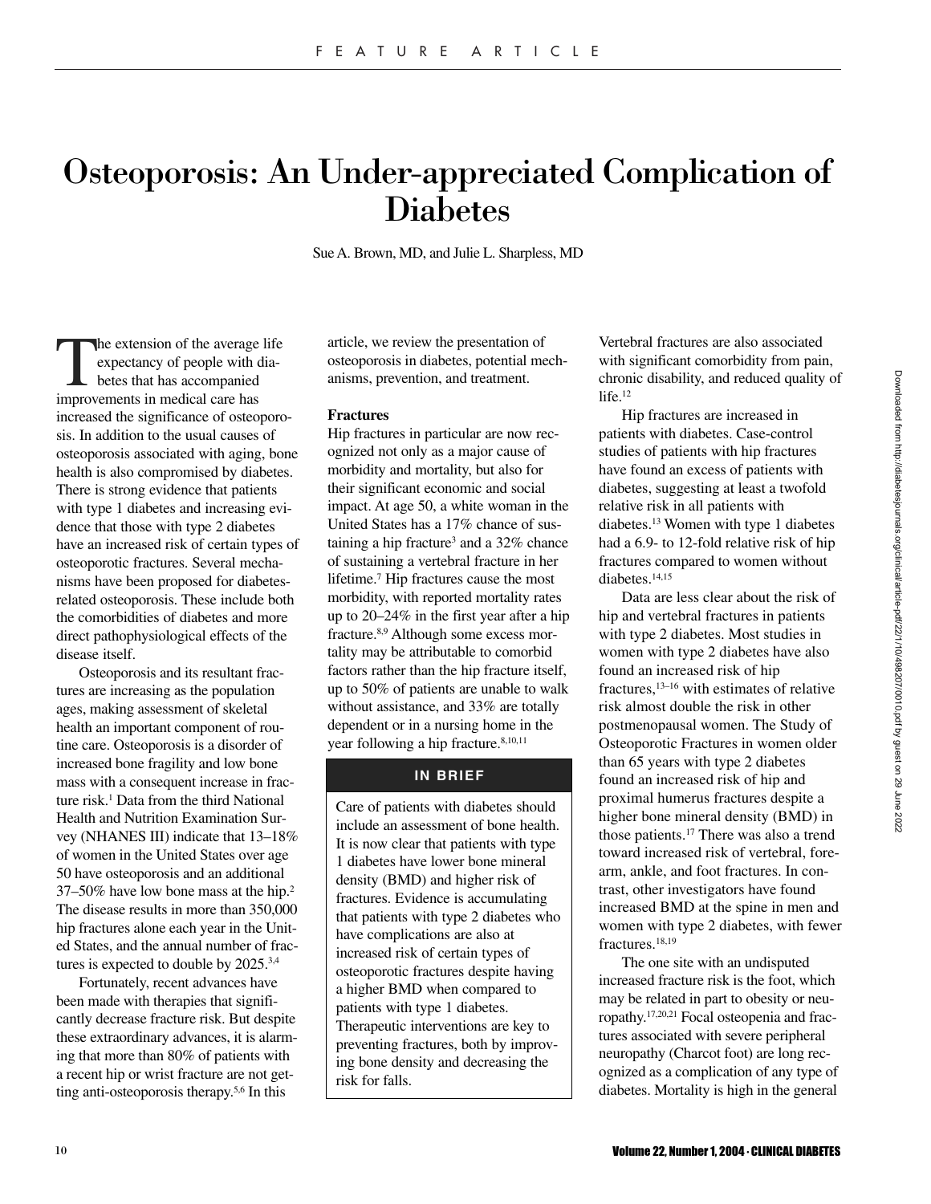# Osteoporosis: An Under-appreciated Complication of Diabetes

Sue A. Brown, MD, and Julie L. Sharpless, MD

The extension of the average life expectancy of people with diabetes that has accompanied improvements in medical care has increased the significance of osteoporosis. In addition to the usual causes of osteoporosis associated with aging, bone health is also compromised by diabetes. There is strong evidence that patients with type 1 diabetes and increasing evidence that those with type 2 diabetes have an increased risk of certain types of osteoporotic fractures. Several mechanisms have been proposed for diabetes-related osteoporosis. These include both the comorbidities of diabetes and more direct pathophysiological effects of the disease itself.

Osteoporosis and its resultant fractures are increasing as the population ages, making assessment of skeletal health an important component of routine care. Osteoporosis is a disorder of increased bone fragility and low bone mass with a consequent increase in fracture risk.[1] Data from the third National Health and Nutrition Examination Survey (NHANES III) indicate that 13–18% of women in the United States over age 50 have osteoporosis and an additional 37–50% have low bone mass at the hip.[2] The disease results in more than 350,000 hip fractures alone each year in the United States, and the annual number of fractures is expected to double by 2025.[3,4]

Fortunately, recent advances have been made with therapies that significantly decrease fracture risk. But despite these extraordinary advances, it is alarming that more than 80% of patients with a recent hip or wrist fracture are not getting anti-osteoporosis therapy.[5,6] In this article, we review the presentation of osteoporosis in diabetes, potential mechanisms, prevention, and treatment.

**IN BRIEF**

Care of patients with diabetes should include an assessment of bone health. It is now clear that patients with type 1 diabetes have lower bone mineral density (BMD) and higher risk of fractures. Evidence is accumulating that patients with type 2 diabetes who have complications are also at increased risk of certain types of osteoporotic fractures despite having a higher BMD when compared to patients with type 1 diabetes. Therapeutic interventions are key to preventing fractures, both by improving bone density and decreasing the risk for falls.

## Fractures

Hip fractures in particular are now recognized not only as a major cause of morbidity and mortality, but also for their significant economic and social impact. At age 50, a white woman in the United States has a 17% chance of sustaining a hip fracture[3] and a 32% chance of sustaining a vertebral fracture in her lifetime.[7] Hip fractures cause the most morbidity, with reported mortality rates up to 20–24% in the first year after a hip fracture.[8,9] Although some excess mortality may be attributable to comorbid factors rather than the hip fracture itself, up to 50% of patients are unable to walk without assistance, and 33% are totally dependent or in a nursing home in the year following a hip fracture.[8,10,11] Vertebral fractures are also associated with significant comorbidity from pain, chronic disability, and reduced quality of life.[12]

Hip fractures are increased in patients with diabetes. Case-control studies of patients with hip fractures have found an excess of patients with diabetes, suggesting at least a twofold relative risk in all patients with diabetes.[13] Women with type 1 diabetes had a 6.9- to 12-fold relative risk of hip fractures compared to women without diabetes.[14,15]

Data are less clear about the risk of hip and vertebral fractures in patients with type 2 diabetes. Most studies in women with type 2 diabetes have also found an increased risk of hip fractures,[13–16] with estimates of relative risk almost double the risk in other postmenopausal women. The Study of Osteoporotic Fractures in women older than 65 years with type 2 diabetes found an increased risk of hip and proximal humerus fractures despite a higher bone mineral density (BMD) in those patients.[17] There was also a trend toward increased risk of vertebral, forearm, ankle, and foot fractures. In contrast, other investigators have found increased BMD at the spine in men and women with type 2 diabetes, with fewer fractures.[18,19]

The one site with an undisputed increased fracture risk is the foot, which may be related in part to obesity or neuropathy.[17,20,21] Focal osteopenia and fractures associated with severe peripheral neuropathy (Charcot foot) are long recognized as a complication of any type of diabetes. Mortality is high in the general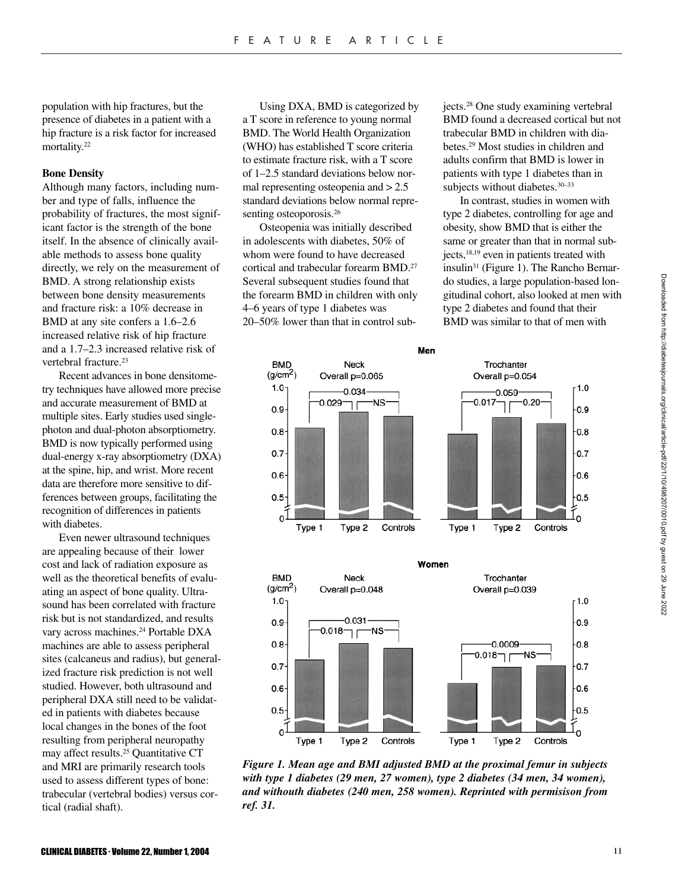population with hip fractures, but the presence of diabetes in a patient with a hip fracture is a risk factor for increased mortality.[22]

### Bone Density

Although many factors, including number and type of falls, influence the probability of fractures, the most significant factor is the strength of the bone itself. In the absence of clinically available methods to assess bone quality directly, we rely on the measurement of BMD. A strong relationship exists between bone density measurements and fracture risk: a 10% decrease in BMD at any site confers a 1.6–2.6 increased relative risk of hip fracture and a 1.7–2.3 increased relative risk of vertebral fracture.[23]

Recent advances in bone densitometry techniques have allowed more precise and accurate measurement of BMD at multiple sites. Early studies used single-photon and dual-photon absorptiometry. BMD is now typically performed using dual-energy x-ray absorptiometry (DXA) at the spine, hip, and wrist. More recent data are therefore more sensitive to differences between groups, facilitating the recognition of differences in patients with diabetes.

Even newer ultrasound techniques are appealing because of their lower cost and lack of radiation exposure as well as the theoretical benefits of evaluating an aspect of bone quality. Ultrasound has been correlated with fracture risk but is not standardized, and results vary across machines.[24] Portable DXA machines are able to assess peripheral sites (calcaneus and radius), but generalized fracture risk prediction is not well studied. However, both ultrasound and peripheral DXA still need to be validated in patients with diabetes because local changes in the bones of the foot resulting from peripheral neuropathy may affect results.[25] Quantitative CT and MRI are primarily research tools used to assess different types of bone: trabecular (vertebral bodies) versus cortical (radial shaft).

Using DXA, BMD is categorized by a T score in reference to young normal BMD. The World Health Organization (WHO) has established T score criteria to estimate fracture risk, with a T score of 1–2.5 standard deviations below normal representing osteopenia and > 2.5 standard deviations below normal representing osteoporosis.[26]

Osteopenia was initially described in adolescents with diabetes, 50% of whom were found to have decreased cortical and trabecular forearm BMD.[27] Several subsequent studies found that the forearm BMD in children with only 4–6 years of type 1 diabetes was 20–50% lower than that in control subjects.[28] One study examining vertebral BMD found a decreased cortical but not trabecular BMD in children with diabetes.[29] Most studies in children and adults confirm that BMD is lower in patients with type 1 diabetes than in subjects without diabetes.[30–33]

In contrast, studies in women with type 2 diabetes, controlling for age and obesity, show BMD that is either the same or greater than that in normal subjects,[18,19] even in patients treated with insulin[31] (Figure 1). The Rancho Bernardo studies, a large population-based longitudinal cohort, also looked at men with type 2 diabetes and found that their BMD was similar to that of men with

*Figure 1. Mean age and BMI adjusted BMD at the proximal femur in subjects with type 1 diabetes (29 men, 27 women), type 2 diabetes (34 men, 34 women), and withouth diabetes (240 men, 258 women). Reprinted with permisison from ref. 31.*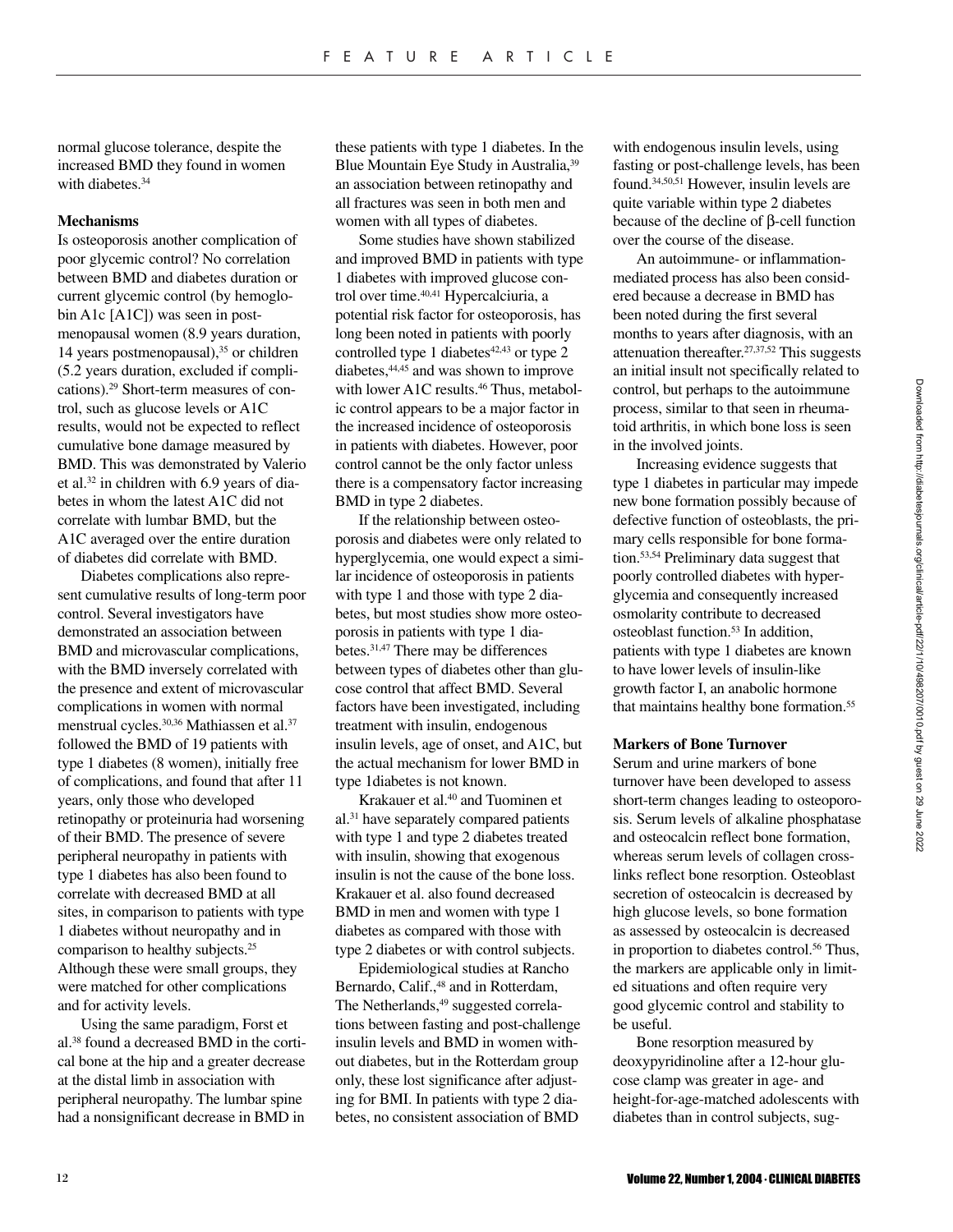normal glucose tolerance, despite the increased BMD they found in women with diabetes.[34]

**Mechanisms**

Is osteoporosis another complication of poor glycemic control? No correlation between BMD and diabetes duration or current glycemic control (by hemoglobin A1c [A1C]) was seen in postmenopausal women (8.9 years duration, 14 years postmenopausal),[35] or children (5.2 years duration, excluded if complications).[29] Short-term measures of control, such as glucose levels or A1C results, would not be expected to reflect cumulative bone damage measured by BMD. This was demonstrated by Valerio et al.[32] in children with 6.9 years of diabetes in whom the latest A1C did not correlate with lumbar BMD, but the A1C averaged over the entire duration of diabetes did correlate with BMD.

Diabetes complications also represent cumulative results of long-term poor control. Several investigators have demonstrated an association between BMD and microvascular complications, with the BMD inversely correlated with the presence and extent of microvascular complications in women with normal menstrual cycles.[30,36] Mathiassen et al.[37] followed the BMD of 19 patients with type 1 diabetes (8 women), initially free of complications, and found that after 11 years, only those who developed retinopathy or proteinuria had worsening of their BMD. The presence of severe peripheral neuropathy in patients with type 1 diabetes has also been found to correlate with decreased BMD at all sites, in comparison to patients with type 1 diabetes without neuropathy and in comparison to healthy subjects.[25] Although these were small groups, they were matched for other complications and for activity levels.

Using the same paradigm, Forst et al.[38] found a decreased BMD in the cortical bone at the hip and a greater decrease at the distal limb in association with peripheral neuropathy. The lumbar spine had a nonsignificant decrease in BMD in these patients with type 1 diabetes. In the Blue Mountain Eye Study in Australia,[39] an association between retinopathy and all fractures was seen in both men and women with all types of diabetes.

Some studies have shown stabilized and improved BMD in patients with type 1 diabetes with improved glucose control over time.[40,41] Hypercalciuria, a potential risk factor for osteoporosis, has long been noted in patients with poorly controlled type 1 diabetes[42,43] or type 2 diabetes,[44,45] and was shown to improve with lower A1C results.[46] Thus, metabolic control appears to be a major factor in the increased incidence of osteoporosis in patients with diabetes. However, poor control cannot be the only factor unless there is a compensatory factor increasing BMD in type 2 diabetes.

If the relationship between osteoporosis and diabetes were only related to hyperglycemia, one would expect a similar incidence of osteoporosis in patients with type 1 and those with type 2 diabetes, but most studies show more osteoporosis in patients with type 1 diabetes.[31,47] There may be differences between types of diabetes other than glucose control that affect BMD. Several factors have been investigated, including treatment with insulin, endogenous insulin levels, age of onset, and A1C, but the actual mechanism for lower BMD in type 1diabetes is not known.

Krakauer et al.[40] and Tuominen et al.[31] have separately compared patients with type 1 and type 2 diabetes treated with insulin, showing that exogenous insulin is not the cause of the bone loss. Krakauer et al. also found decreased BMD in men and women with type 1 diabetes as compared with those with type 2 diabetes or with control subjects.

Epidemiological studies at Rancho Bernardo, Calif.,[48] and in Rotterdam, The Netherlands,[49] suggested correlations between fasting and post-challenge insulin levels and BMD in women without diabetes, but in the Rotterdam group only, these lost significance after adjusting for BMI. In patients with type 2 diabetes, no consistent association of BMD with endogenous insulin levels, using fasting or post-challenge levels, has been found.[34,50,51] However, insulin levels are quite variable within type 2 diabetes because of the decline of β-cell function over the course of the disease.

An autoimmune- or inflammation-mediated process has also been considered because a decrease in BMD has been noted during the first several months to years after diagnosis, with an attenuation thereafter.[27,37,52] This suggests an initial insult not specifically related to control, but perhaps to the autoimmune process, similar to that seen in rheumatoid arthritis, in which bone loss is seen in the involved joints.

Increasing evidence suggests that type 1 diabetes in particular may impede new bone formation possibly because of defective function of osteoblasts, the primary cells responsible for bone formation.[53,54] Preliminary data suggest that poorly controlled diabetes with hyperglycemia and consequently increased osmolarity contribute to decreased osteoblast function.[53] In addition, patients with type 1 diabetes are known to have lower levels of insulin-like growth factor I, an anabolic hormone that maintains healthy bone formation.[55]

**Markers of Bone Turnover**

Serum and urine markers of bone turnover have been developed to assess short-term changes leading to osteoporosis. Serum levels of alkaline phosphatase and osteocalcin reflect bone formation, whereas serum levels of collagen crosslinks reflect bone resorption. Osteoblast secretion of osteocalcin is decreased by high glucose levels, so bone formation as assessed by osteocalcin is decreased in proportion to diabetes control.[56] Thus, the markers are applicable only in limited situations and often require very good glycemic control and stability to be useful.

Bone resorption measured by deoxypyridinoline after a 12-hour glucose clamp was greater in age- and height-for-age-matched adolescents with diabetes than in control subjects, sug-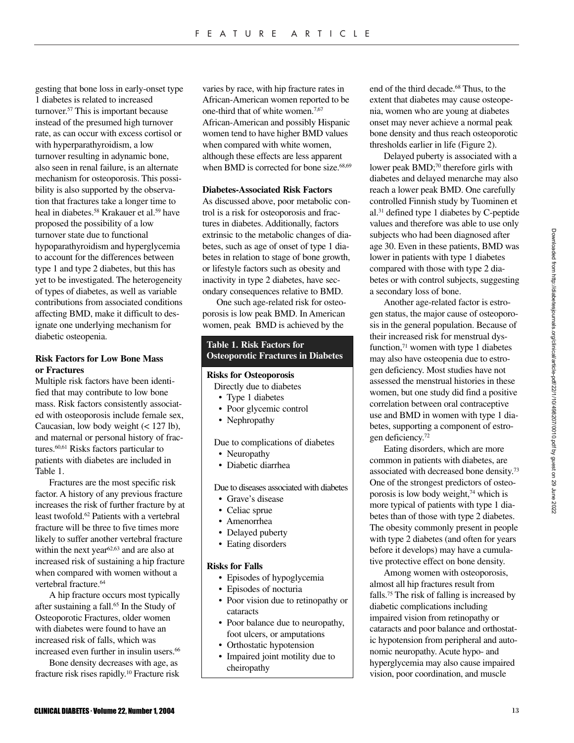gesting that bone loss in early-onset type 1 diabetes is related to increased turnover.[57] This is important because instead of the presumed high turnover rate, as can occur with excess cortisol or with hyperparathyroidism, a low turnover resulting in adynamic bone, also seen in renal failure, is an alternate mechanism for osteoporosis. This possibility is also supported by the observation that fractures take a longer time to heal in diabetes.[58] Krakauer et al.[59] have proposed the possibility of a low turnover state due to functional hypoparathyroidism and hyperglycemia to account for the differences between type 1 and type 2 diabetes, but this has yet to be investigated. The heterogeneity of types of diabetes, as well as variable contributions from associated conditions affecting BMD, make it difficult to designate one underlying mechanism for diabetic osteopenia.

**Risk Factors for Low Bone Mass or Fractures**

Multiple risk factors have been identified that may contribute to low bone mass. Risk factors consistently associated with osteoporosis include female sex, Caucasian, low body weight (< 127 lb), and maternal or personal history of fractures.[60,61] Risks factors particular to patients with diabetes are included in Table 1.

Fractures are the most specific risk factor. A history of any previous fracture increases the risk of further fracture by at least twofold.[62] Patients with a vertebral fracture will be three to five times more likely to suffer another vertebral fracture within the next year[62,63] and are also at increased risk of sustaining a hip fracture when compared with women without a vertebral fracture.[64]

A hip fracture occurs most typically after sustaining a fall.[65] In the Study of Osteoporotic Fractures, older women with diabetes were found to have an increased risk of falls, which was increased even further in insulin users.[66]

Bone density decreases with age, as fracture risk rises rapidly.[10] Fracture risk varies by race, with hip fracture rates in African-American women reported to be one-third that of white women.[7,67] African-American and possibly Hispanic women tend to have higher BMD values when compared with white women, although these effects are less apparent when BMD is corrected for bone size.[68,69]

**Diabetes-Associated Risk Factors**

As discussed above, poor metabolic control is a risk for osteoporosis and fractures in diabetes. Additionally, factors extrinsic to the metabolic changes of diabetes, such as age of onset of type 1 diabetes in relation to stage of bone growth, or lifestyle factors such as obesity and inactivity in type 2 diabetes, have secondary consequences relative to BMD.

One such age-related risk for osteoporosis is low peak BMD. In American women, peak BMD is achieved by the end of the third decade.[68] Thus, to the extent that diabetes may cause osteopenia, women who are young at diabetes onset may never achieve a normal peak bone density and thus reach osteoporotic thresholds earlier in life (Figure 2).

**Table 1. Risk Factors for Osteoporotic Fractures in Diabetes**

**Risks for Osteoporosis**

Directly due to diabetes
- Type 1 diabetes
- Poor glycemic control
- Nephropathy

Due to complications of diabetes
- Neuropathy
- Diabetic diarrhea

Due to diseases associated with diabetes
- Grave's disease
- Celiac sprue
- Amenorrhea
- Delayed puberty
- Eating disorders

**Risks for Falls**
- Episodes of hypoglycemia
- Episodes of nocturia
- Poor vision due to retinopathy or cataracts
- Poor balance due to neuropathy, foot ulcers, or amputations
- Orthostatic hypotension
- Impaired joint motility due to cheiropathy

Delayed puberty is associated with a lower peak BMD;[70] therefore girls with diabetes and delayed menarche may also reach a lower peak BMD. One carefully controlled Finnish study by Tuominen et al.[31] defined type 1 diabetes by C-peptide values and therefore was able to use only subjects who had been diagnosed after age 30. Even in these patients, BMD was lower in patients with type 1 diabetes compared with those with type 2 diabetes or with control subjects, suggesting a secondary loss of bone.

Another age-related factor is estrogen status, the major cause of osteoporosis in the general population. Because of their increased risk for menstrual dysfunction,[71] women with type 1 diabetes may also have osteopenia due to estrogen deficiency. Most studies have not assessed the menstrual histories in these women, but one study did find a positive correlation between oral contraceptive use and BMD in women with type 1 diabetes, supporting a component of estrogen deficiency.[72]

Eating disorders, which are more common in patients with diabetes, are associated with decreased bone density.[73] One of the strongest predictors of osteoporosis is low body weight,[74] which is more typical of patients with type 1 diabetes than of those with type 2 diabetes. The obesity commonly present in people with type 2 diabetes (and often for years before it develops) may have a cumulative protective effect on bone density.

Among women with osteoporosis, almost all hip fractures result from falls.[75] The risk of falling is increased by diabetic complications including impaired vision from retinopathy or cataracts and poor balance and orthostatic hypotension from peripheral and autonomic neuropathy. Acute hypo- and hyperglycemia may also cause impaired vision, poor coordination, and muscle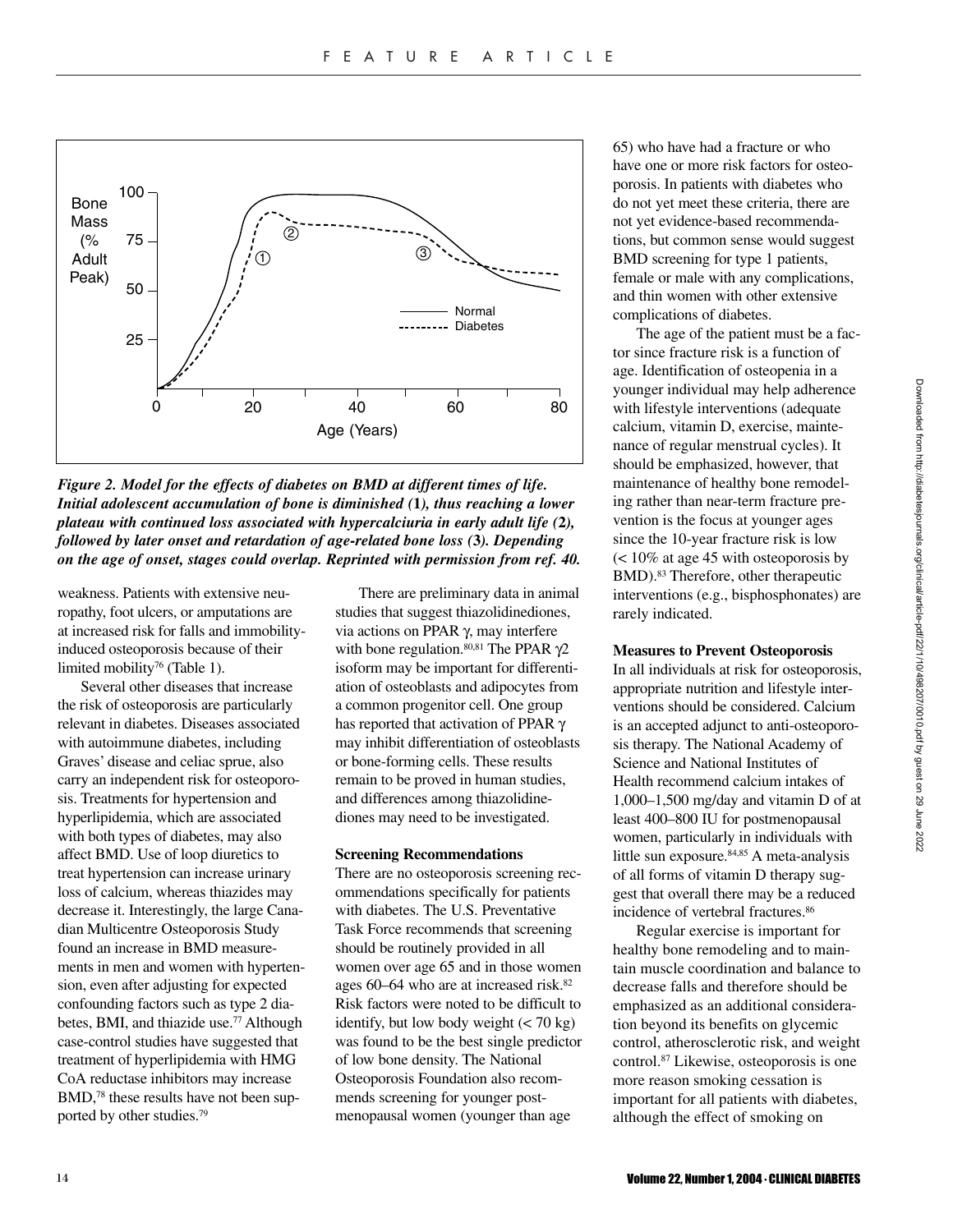*Figure 2. Model for the effects of diabetes on BMD at different times of life. Initial adolescent accumulation of bone is diminished (1), thus reaching a lower plateau with continued loss associated with hypercalciuria in early adult life (2), followed by later onset and retardation of age-related bone loss (3). Depending on the age of onset, stages could overlap. Reprinted with permission from ref. 40.*

weakness. Patients with extensive neuropathy, foot ulcers, or amputations are at increased risk for falls and immobility-induced osteoporosis because of their limited mobility[76] (Table 1).

Several other diseases that increase the risk of osteoporosis are particularly relevant in diabetes. Diseases associated with autoimmune diabetes, including Graves' disease and celiac sprue, also carry an independent risk for osteoporosis. Treatments for hypertension and hyperlipidemia, which are associated with both types of diabetes, may also affect BMD. Use of loop diuretics to treat hypertension can increase urinary loss of calcium, whereas thiazides may decrease it. Interestingly, the large Canadian Multicentre Osteoporosis Study found an increase in BMD measurements in men and women with hypertension, even after adjusting for expected confounding factors such as type 2 diabetes, BMI, and thiazide use.[77] Although case-control studies have suggested that treatment of hyperlipidemia with HMG CoA reductase inhibitors may increase BMD,[78] these results have not been supported by other studies.[79]

There are preliminary data in animal studies that suggest thiazolidinediones, via actions on PPAR $\gamma$, may interfere with bone regulation.[80,81] The PPAR $\gamma 2$ isoform may be important for differentiation of osteoblasts and adipocytes from a common progenitor cell. One group has reported that activation of PPAR $\gamma$ may inhibit differentiation of osteoblasts or bone-forming cells. These results remain to be proved in human studies, and differences among thiazolidinediones may need to be investigated.

### Screening Recommendations

There are no osteoporosis screening recommendations specifically for patients with diabetes. The U.S. Preventative Task Force recommends that screening should be routinely provided in all women over age 65 and in those women ages 60–64 who are at increased risk.[82] Risk factors were noted to be difficult to identify, but low body weight (< 70 kg) was found to be the best single predictor of low bone density. The National Osteoporosis Foundation also recommends screening for younger postmenopausal women (younger than age 65) who have had a fracture or who have one or more risk factors for osteoporosis. In patients with diabetes who do not yet meet these criteria, there are not yet evidence-based recommendations, but common sense would suggest BMD screening for type 1 patients, female or male with any complications, and thin women with other extensive complications of diabetes.

The age of the patient must be a factor since fracture risk is a function of age. Identification of osteopenia in a younger individual may help adherence with lifestyle interventions (adequate calcium, vitamin D, exercise, maintenance of regular menstrual cycles). It should be emphasized, however, that maintenance of healthy bone remodeling rather than near-term fracture prevention is the focus at younger ages since the 10-year fracture risk is low (< 10% at age 45 with osteoporosis by BMD).[83] Therefore, other therapeutic interventions (e.g., bisphosphonates) are rarely indicated.

### Measures to Prevent Osteoporosis

In all individuals at risk for osteoporosis, appropriate nutrition and lifestyle interventions should be considered. Calcium is an accepted adjunct to anti-osteoporosis therapy. The National Academy of Science and National Institutes of Health recommend calcium intakes of 1,000–1,500 mg/day and vitamin D of at least 400–800 IU for postmenopausal women, particularly in individuals with little sun exposure.[84,85] A meta-analysis of all forms of vitamin D therapy suggest that overall there may be a reduced incidence of vertebral fractures.[86]

Regular exercise is important for healthy bone remodeling and to maintain muscle coordination and balance to decrease falls and therefore should be emphasized as an additional consideration beyond its benefits on glycemic control, atherosclerotic risk, and weight control.[87] Likewise, osteoporosis is one more reason smoking cessation is important for all patients with diabetes, although the effect of smoking on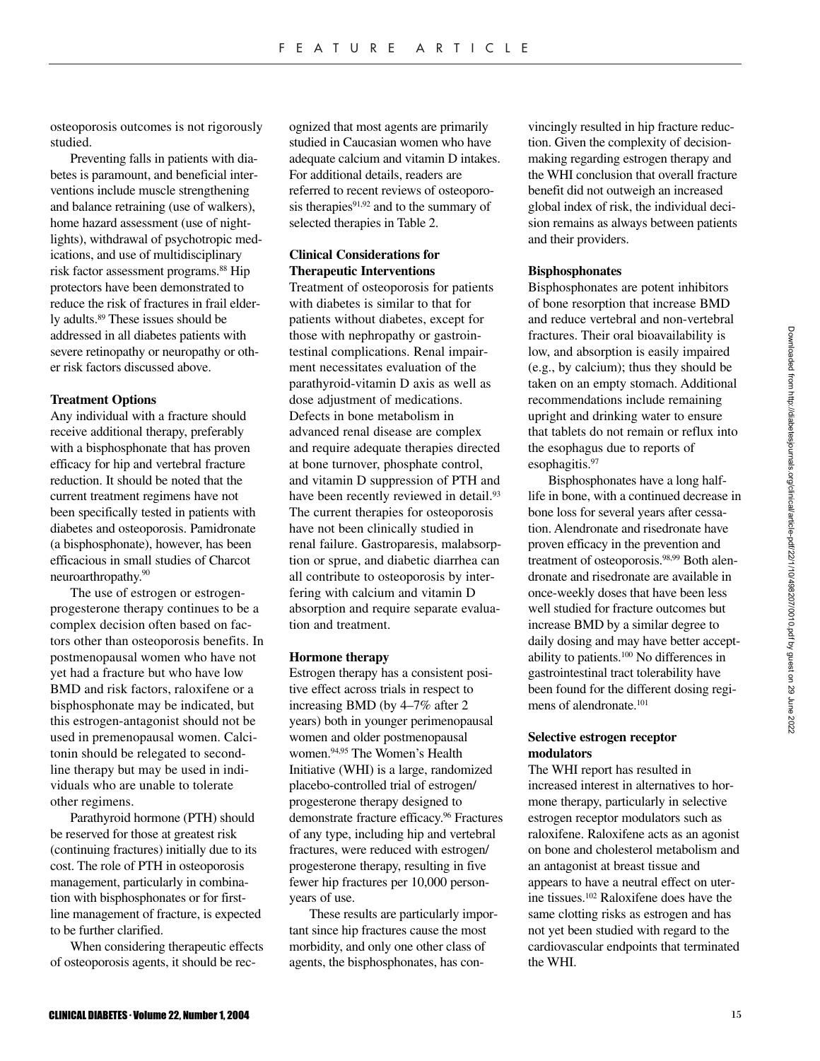osteoporosis outcomes is not rigorously studied.

Preventing falls in patients with diabetes is paramount, and beneficial interventions include muscle strengthening and balance retraining (use of walkers), home hazard assessment (use of nightlights), withdrawal of psychotropic medications, and use of multidisciplinary risk factor assessment programs.[88] Hip protectors have been demonstrated to reduce the risk of fractures in frail elderly adults.[89] These issues should be addressed in all diabetes patients with severe retinopathy or neuropathy or other risk factors discussed above.

**Treatment Options**

Any individual with a fracture should receive additional therapy, preferably with a bisphosphonate that has proven efficacy for hip and vertebral fracture reduction. It should be noted that the current treatment regimens have not been specifically tested in patients with diabetes and osteoporosis. Pamidronate (a bisphosphonate), however, has been efficacious in small studies of Charcot neuroarthropathy.[90]

The use of estrogen or estrogen-progesterone therapy continues to be a complex decision often based on factors other than osteoporosis benefits. In postmenopausal women who have not yet had a fracture but who have low BMD and risk factors, raloxifene or a bisphosphonate may be indicated, but this estrogen-antagonist should not be used in premenopausal women. Calcitonin should be relegated to second-line therapy but may be used in individuals who are unable to tolerate other regimens.

Parathyroid hormone (PTH) should be reserved for those at greatest risk (continuing fractures) initially due to its cost. The role of PTH in osteoporosis management, particularly in combination with bisphosphonates or for first-line management of fracture, is expected to be further clarified.

When considering therapeutic effects of osteoporosis agents, it should be recognized that most agents are primarily studied in Caucasian women who have adequate calcium and vitamin D intakes. For additional details, readers are referred to recent reviews of osteoporosis therapies[91,92] and to the summary of selected therapies in Table 2.

**Clinical Considerations for Therapeutic Interventions**

Treatment of osteoporosis for patients with diabetes is similar to that for patients without diabetes, except for those with nephropathy or gastrointestinal complications. Renal impairment necessitates evaluation of the parathyroid-vitamin D axis as well as dose adjustment of medications. Defects in bone metabolism in advanced renal disease are complex and require adequate therapies directed at bone turnover, phosphate control, and vitamin D suppression of PTH and have been recently reviewed in detail.[93] The current therapies for osteoporosis have not been clinically studied in renal failure. Gastroparesis, malabsorption or sprue, and diabetic diarrhea can all contribute to osteoporosis by interfering with calcium and vitamin D absorption and require separate evaluation and treatment.

**Hormone therapy**

Estrogen therapy has a consistent positive effect across trials in respect to increasing BMD (by 4–7% after 2 years) both in younger perimenopausal women and older postmenopausal women.[94,95] The Women's Health Initiative (WHI) is a large, randomized placebo-controlled trial of estrogen/progesterone therapy designed to demonstrate fracture efficacy.[96] Fractures of any type, including hip and vertebral fractures, were reduced with estrogen/progesterone therapy, resulting in five fewer hip fractures per 10,000 person-years of use.

These results are particularly important since hip fractures cause the most morbidity, and only one other class of agents, the bisphosphonates, has convincingly resulted in hip fracture reduction. Given the complexity of decision-making regarding estrogen therapy and the WHI conclusion that overall fracture benefit did not outweigh an increased global index of risk, the individual decision remains as always between patients and their providers.

**Bisphosphonates**

Bisphosphonates are potent inhibitors of bone resorption that increase BMD and reduce vertebral and non-vertebral fractures. Their oral bioavailability is low, and absorption is easily impaired (e.g., by calcium); thus they should be taken on an empty stomach. Additional recommendations include remaining upright and drinking water to ensure that tablets do not remain or reflux into the esophagus due to reports of esophagitis.[97]

Bisphosphonates have a long half-life in bone, with a continued decrease in bone loss for several years after cessation. Alendronate and risedronate have proven efficacy in the prevention and treatment of osteoporosis.[98,99] Both alendronate and risedronate are available in once-weekly doses that have been less well studied for fracture outcomes but increase BMD by a similar degree to daily dosing and may have better acceptability to patients.[100] No differences in gastrointestinal tract tolerability have been found for the different dosing regimens of alendronate.[101]

**Selective estrogen receptor modulators**

The WHI report has resulted in increased interest in alternatives to hormone therapy, particularly in selective estrogen receptor modulators such as raloxifene. Raloxifene acts as an agonist on bone and cholesterol metabolism and an antagonist at breast tissue and appears to have a neutral effect on uterine tissues.[102] Raloxifene does have the same clotting risks as estrogen and has not yet been studied with regard to the cardiovascular endpoints that terminated the WHI.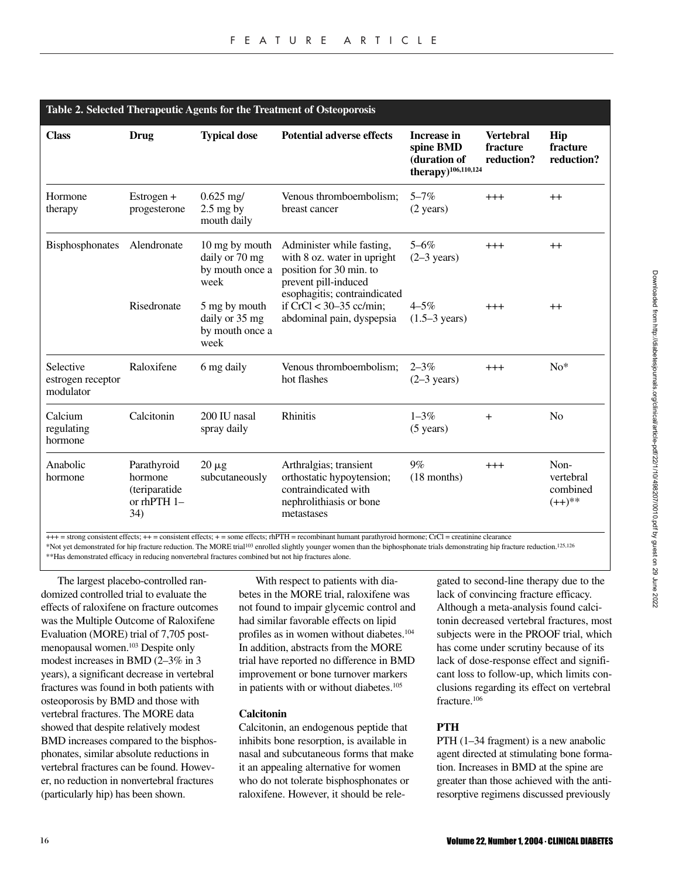**Table 2. Selected Therapeutic Agents for the Treatment of Osteoporosis**

| Class | Drug | Typical dose | Potential adverse effects | Increase in spine BMD (duration of therapy)[106,110,124] | Vertebral fracture reduction? | Hip fracture reduction? |
|---|---|---|---|---|---|---|
| Hormone therapy | Estrogen + progesterone | 0.625 mg/ 2.5 mg by mouth daily | Venous thromboembolism; breast cancer | 5–7% (2 years) | +++ | ++ |
| Bisphosphonates | Alendronate | 10 mg by mouth daily or 70 mg by mouth once a week | Administer while fasting, with 8 oz. water in upright position for 30 min. to prevent pill-induced esophagitis; contraindicated if CrCl < 30–35 cc/min; abdominal pain, dyspepsia | 5–6% (2–3 years) | +++ | ++ |
| | Risedronate | 5 mg by mouth daily or 35 mg by mouth once a week | | 4–5% (1.5–3 years) | +++ | ++ |
| Selective estrogen receptor modulator | Raloxifene | 6 mg daily | Venous thromboembolism; hot flashes | 2–3% (2–3 years) | +++ | No* |
| Calcium regulating hormone | Calcitonin | 200 IU nasal spray daily | Rhinitis | 1–3% (5 years) | + | No |
| Anabolic hormone | Parathyroid hormone (teriparatide or rhPTH 1–34) | 20 μg subcutaneously | Arthralgias; transient orthostatic hypoytension; contraindicated with nephrolithiasis or bone metastases | 9% (18 months) | +++ | Non-vertebral combined (++)** |

+++ = strong consistent effects; ++ = consistent effects; + = some effects; rhPTH = recombinant humant parathyroid hormone; CrCl = creatinine clearance
*Not yet demonstrated for hip fracture reduction. The MORE trial[103] enrolled slightly younger women than the biphosphonate trials demonstrating hip fracture reduction.[125,126]
**Has demonstrated efficacy in reducing nonvertebral fractures combined but not hip fractures alone.

The largest placebo-controlled randomized controlled trial to evaluate the effects of raloxifene on fracture outcomes was the Multiple Outcome of Raloxifene Evaluation (MORE) trial of 7,705 postmenopausal women.[103] Despite only modest increases in BMD (2–3% in 3 years), a significant decrease in vertebral fractures was found in both patients with osteoporosis by BMD and those with vertebral fractures. The MORE data showed that despite relatively modest BMD increases compared to the bisphosphonates, similar absolute reductions in vertebral fractures can be found. However, no reduction in nonvertebral fractures (particularly hip) has been shown.

With respect to patients with diabetes in the MORE trial, raloxifene was not found to impair glycemic control and had similar favorable effects on lipid profiles as in women without diabetes.[104] In addition, abstracts from the MORE trial have reported no difference in BMD improvement or bone turnover markers in patients with or without diabetes.[105]

### Calcitonin

Calcitonin, an endogenous peptide that inhibits bone resorption, is available in nasal and subcutaneous forms that make it an appealing alternative for women who do not tolerate bisphosphonates or raloxifene. However, it should be relegated to second-line therapy due to the lack of convincing fracture efficacy. Although a meta-analysis found calcitonin decreased vertebral fractures, most subjects were in the PROOF trial, which has come under scrutiny because of its lack of dose-response effect and significant loss to follow-up, which limits conclusions regarding its effect on vertebral fracture.[106]

### PTH

PTH (1–34 fragment) is a new anabolic agent directed at stimulating bone formation. Increases in BMD at the spine are greater than those achieved with the antiresorptive regimens discussed previously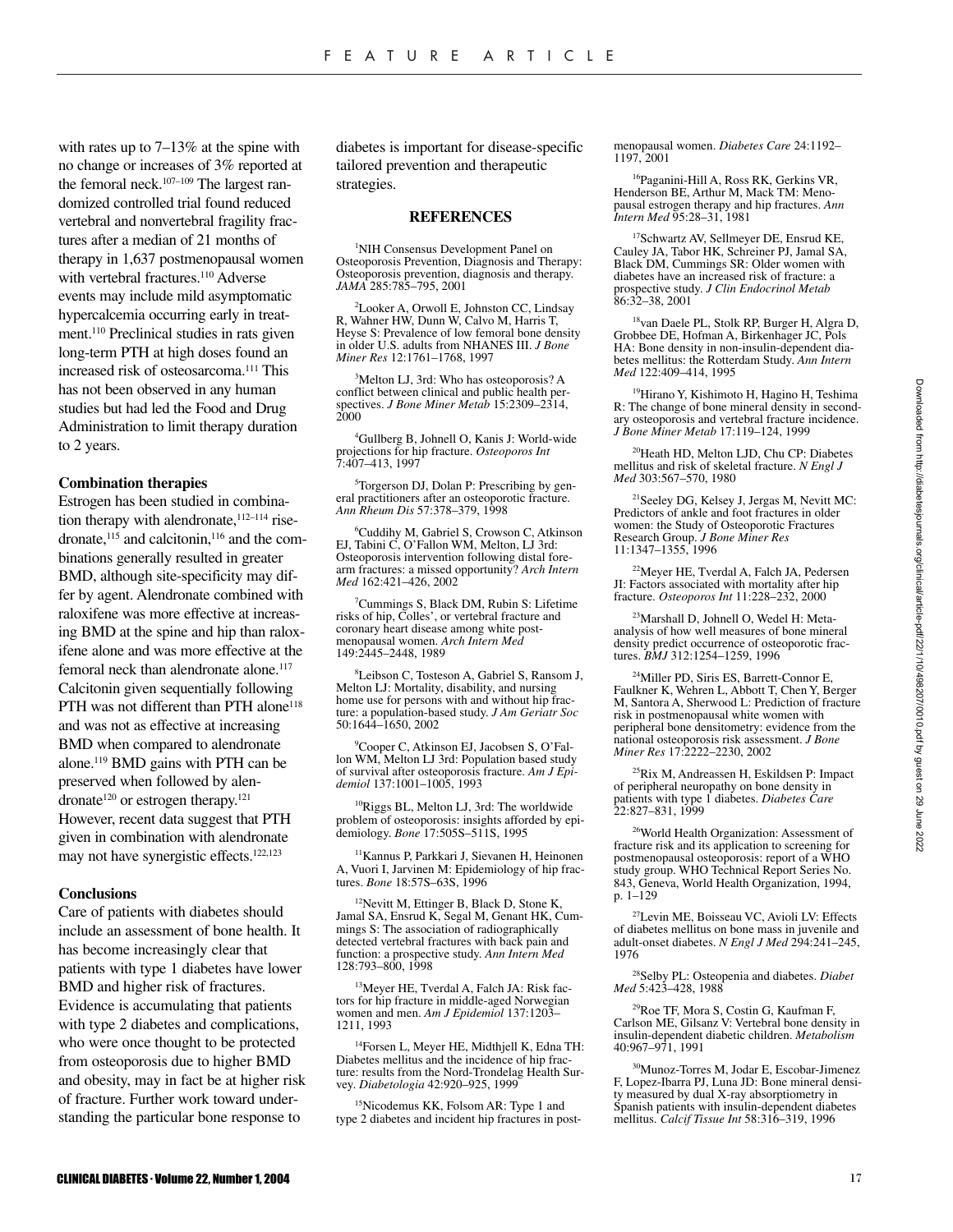with rates up to 7–13% at the spine with no change or increases of 3% reported at the femoral neck.[107–109] The largest randomized controlled trial found reduced vertebral and nonvertebral fragility fractures after a median of 21 months of therapy in 1,637 postmenopausal women with vertebral fractures.[110] Adverse events may include mild asymptomatic hypercalcemia occurring early in treatment.[110] Preclinical studies in rats given long-term PTH at high doses found an increased risk of osteosarcoma.[111] This has not been observed in any human studies but had led the Food and Drug Administration to limit therapy duration to 2 years.

### Combination therapies

Estrogen has been studied in combination therapy with alendronate,[112–114] risedronate,[115] and calcitonin,[116] and the combinations generally resulted in greater BMD, although site-specificity may differ by agent. Alendronate combined with raloxifene was more effective at increasing BMD at the spine and hip than raloxifene alone and was more effective at the femoral neck than alendronate alone.[117] Calcitonin given sequentially following PTH was not different than PTH alone[118] and was not as effective at increasing BMD when compared to alendronate alone.[119] BMD gains with PTH can be preserved when followed by alendronate[120] or estrogen therapy.[121] However, recent data suggest that PTH given in combination with alendronate may not have synergistic effects.[122,123]

### Conclusions

Care of patients with diabetes should include an assessment of bone health. It has become increasingly clear that patients with type 1 diabetes have lower BMD and higher risk of fractures. Evidence is accumulating that patients with type 2 diabetes and complications, who were once thought to be protected from osteoporosis due to higher BMD and obesity, may in fact be at higher risk of fracture. Further work toward understanding the particular bone response to diabetes is important for disease-specific tailored prevention and therapeutic strategies.

## REFERENCES

1. NIH Consensus Development Panel on Osteoporosis Prevention, Diagnosis and Therapy: Osteoporosis prevention, diagnosis and therapy. *JAMA* 285:785–795, 2001

2. Looker A, Orwoll E, Johnston CC, Lindsay R, Wahner HW, Dunn W, Calvo M, Harris T, Heyse S: Prevalence of low femoral bone density in older U.S. adults from NHANES III. *J Bone Miner Res* 12:1761–1768, 1997

3. Melton LJ, 3rd: Who has osteoporosis? A conflict between clinical and public health perspectives. *J Bone Miner Metab* 15:2309–2314, 2000

4. Gullberg B, Johnell O, Kanis J: World-wide projections for hip fracture. *Osteoporos Int* 7:407–413, 1997

5. Torgerson DJ, Dolan P: Prescribing by general practitioners after an osteoporotic fracture. *Ann Rheum Dis* 57:378–379, 1998

6. Cuddihy M, Gabriel S, Crowson C, Atkinson EJ, Tabini C, O'Fallon WM, Melton, LJ 3rd: Osteoporosis intervention following distal forearm fractures: a missed opportunity? *Arch Intern Med* 162:421–426, 2002

7. Cummings S, Black DM, Rubin S: Lifetime risks of hip, Colles', or vertebral fracture and coronary heart disease among white postmenopausal women. *Arch Intern Med* 149:2445–2448, 1989

8. Leibson C, Tosteson A, Gabriel S, Ransom J, Melton LJ: Mortality, disability, and nursing home use for persons with and without hip fracture: a population-based study. *J Am Geriatr Soc* 50:1644–1650, 2002

9. Cooper C, Atkinson EJ, Jacobsen S, O'Fallon WM, Melton LJ 3rd: Population based study of survival after osteoporosis fracture. *Am J Epidemiol* 137:1001–1005, 1993

10. Riggs BL, Melton LJ, 3rd: The worldwide problem of osteoporosis: insights afforded by epidemiology. *Bone* 17:505S–511S, 1995

11. Kannus P, Parkkari J, Sievanen H, Heinonen A, Vuori I, Jarvinen M: Epidemiology of hip fractures. *Bone* 18:57S–63S, 1996

12. Nevitt M, Ettinger B, Black D, Stone K, Jamal SA, Ensrud K, Segal M, Genant HK, Cummings S: The association of radiographically detected vertebral fractures with back pain and function: a prospective study. *Ann Intern Med* 128:793–800, 1998

13. Meyer HE, Tverdal A, Falch JA: Risk factors for hip fracture in middle-aged Norwegian women and men. *Am J Epidemiol* 137:1203–1211, 1993

14. Forsen L, Meyer HE, Midthjell K, Edna TH: Diabetes mellitus and the incidence of hip fracture: results from the Nord-Trondelag Health Survey. *Diabetologia* 42:920–925, 1999

15. Nicodemus KK, Folsom AR: Type 1 and type 2 diabetes and incident hip fractures in postmenopausal women. *Diabetes Care* 24:1192–1197, 2001

16. Paganini-Hill A, Ross RK, Gerkins VR, Henderson BE, Arthur M, Mack TM: Menopausal estrogen therapy and hip fractures. *Ann Intern Med* 95:28–31, 1981

17. Schwartz AV, Sellmeyer DE, Ensrud KE, Cauley JA, Tabor HK, Schreiner PJ, Jamal SA, Black DM, Cummings SR: Older women with diabetes have an increased risk of fracture: a prospective study. *J Clin Endocrinol Metab* 86:32–38, 2001

18. van Daele PL, Stolk RP, Burger H, Algra D, Grobbee DE, Hofman A, Birkenhager JC, Pols HA: Bone density in non-insulin-dependent diabetes mellitus: the Rotterdam Study. *Ann Intern Med* 122:409–414, 1995

19. Hirano Y, Kishimoto H, Hagino H, Teshima R: The change of bone mineral density in secondary osteoporosis and vertebral fracture incidence. *J Bone Miner Metab* 17:119–124, 1999

20. Heath HD, Melton LJD, Chu CP: Diabetes mellitus and risk of skeletal fracture. *N Engl J Med* 303:567–570, 1980

21. Seeley DG, Kelsey J, Jergas M, Nevitt MC: Predictors of ankle and foot fractures in older women: the Study of Osteoporotic Fractures Research Group. *J Bone Miner Res* 11:1347–1355, 1996

22. Meyer HE, Tverdal A, Falch JA, Pedersen JI: Factors associated with mortality after hip fracture. *Osteoporos Int* 11:228–232, 2000

23. Marshall D, Johnell O, Wedel H: Meta-analysis of how well measures of bone mineral density predict occurrence of osteoporotic fractures. *BMJ* 312:1254–1259, 1996

24. Miller PD, Siris ES, Barrett-Connor E, Faulkner K, Wehren L, Abbott T, Chen Y, Berger M, Santora A, Sherwood L: Prediction of fracture risk in postmenopausal white women with peripheral bone densitometry: evidence from the national osteoporosis risk assessment. *J Bone Miner Res* 17:2222–2230, 2002

25. Rix M, Andreassen H, Eskildsen P: Impact of peripheral neuropathy on bone density in patients with type 1 diabetes. *Diabetes Care* 22:827–831, 1999

26. World Health Organization: Assessment of fracture risk and its application to screening for postmenopausal osteoporosis: report of a WHO study group. WHO Technical Report Series No. 843, Geneva, World Health Organization, 1994, p. 1–129

27. Levin ME, Boisseau VC, Avioli LV: Effects of diabetes mellitus on bone mass in juvenile and adult-onset diabetes. *N Engl J Med* 294:241–245, 1976

28. Selby PL: Osteopenia and diabetes. *Diabet Med* 5:423–428, 1988

29. Roe TF, Mora S, Costin G, Kaufman F, Carlson ME, Gilsanz V: Vertebral bone density in insulin-dependent diabetic children. *Metabolism* 40:967–971, 1991

30. Munoz-Torres M, Jodar E, Escobar-Jimenez F, Lopez-Ibarra PJ, Luna JD: Bone mineral density measured by dual X-ray absorptiometry in Spanish patients with insulin-dependent diabetes mellitus. *Calcif Tissue Int* 58:316–319, 1996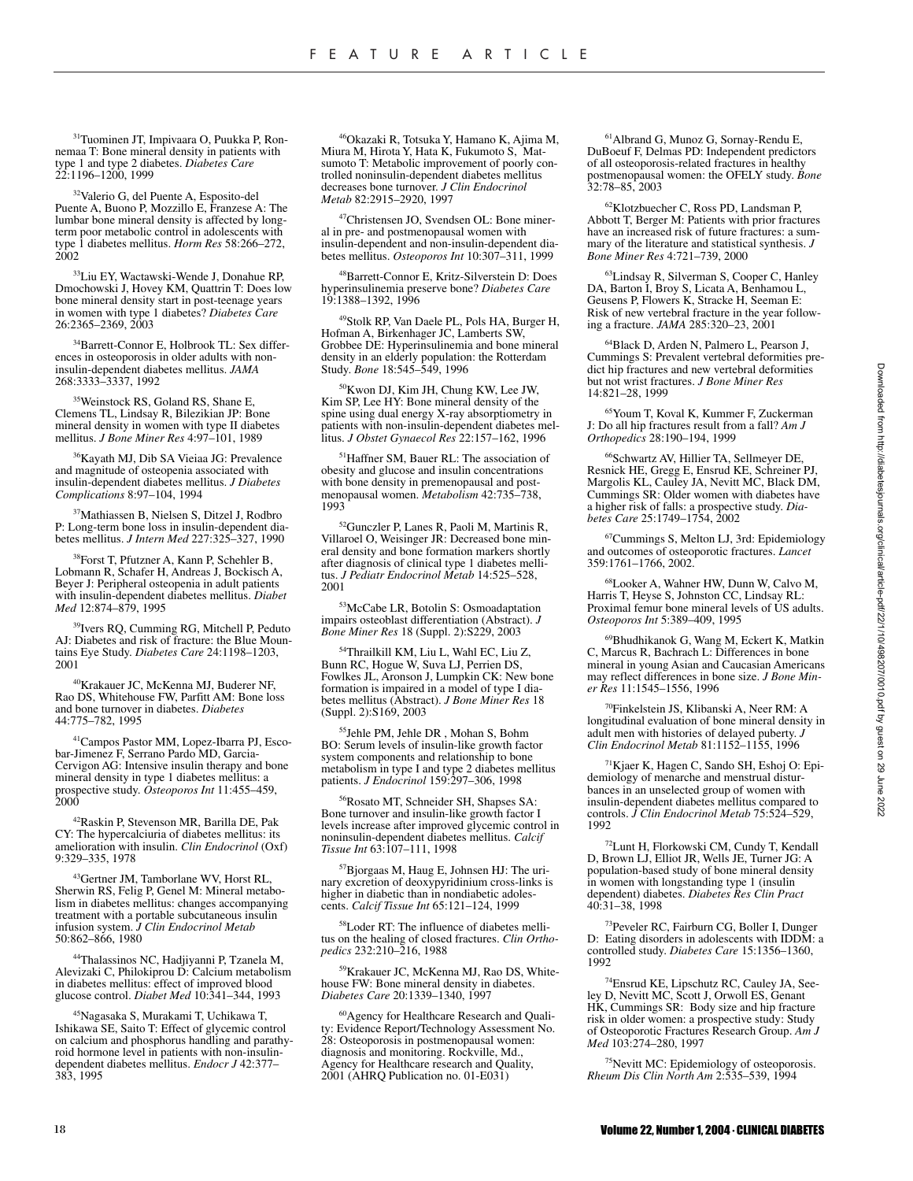[31]Tuominen JT, Impivaara O, Puukka P, Ronnemaa T: Bone mineral density in patients with type 1 and type 2 diabetes. *Diabetes Care* 22:1196–1200, 1999

[32]Valerio G, del Puente A, Esposito-del Puente A, Buono P, Mozzillo E, Franzese A: The lumbar bone mineral density is affected by long-term poor metabolic control in adolescents with type 1 diabetes mellitus. *Horm Res* 58:266–272, 2002

[33]Liu EY, Wactawski-Wende J, Donahue RP, Dmochowski J, Hovey KM, Quattrin T: Does low bone mineral density start in post-teenage years in women with type 1 diabetes? *Diabetes Care* 26:2365–2369, 2003

[34]Barrett-Connor E, Holbrook TL: Sex differences in osteoporosis in older adults with non-insulin-dependent diabetes mellitus. *JAMA* 268:3333–3337, 1992

[35]Weinstock RS, Goland RS, Shane E, Clemens TL, Lindsay R, Bilezikian JP: Bone mineral density in women with type II diabetes mellitus. *J Bone Miner Res* 4:97–101, 1989

[36]Kayath MJ, Dib SA Vieiaa JG: Prevalence and magnitude of osteopenia associated with insulin-dependent diabetes mellitus. *J Diabetes Complications* 8:97–104, 1994

[37]Mathiassen B, Nielsen S, Ditzel J, Rodbro P: Long-term bone loss in insulin-dependent diabetes mellitus. *J Intern Med* 227:325–327, 1990

[38]Forst T, Pfutzner A, Kann P, Schehler B, Lobmann R, Schafer H, Andreas J, Bockisch A, Beyer J: Peripheral osteopenia in adult patients with insulin-dependent diabetes mellitus. *Diabet Med* 12:874–879, 1995

[39]Ivers RQ, Cumming RG, Mitchell P, Peduto AJ: Diabetes and risk of fracture: the Blue Mountains Eye Study. *Diabetes Care* 24:1198–1203, 2001

[40]Krakauer JC, McKenna MJ, Buderer NF, Rao DS, Whitehouse FW, Parfitt AM: Bone loss and bone turnover in diabetes. *Diabetes* 44:775–782, 1995

[41]Campos Pastor MM, Lopez-Ibarra PJ, Escobar-Jimenez F, Serrano Pardo MD, Garcia-Cervigon AG: Intensive insulin therapy and bone mineral density in type 1 diabetes mellitus: a prospective study. *Osteoporos Int* 11:455–459, 2000

[42]Raskin P, Stevenson MR, Barilla DE, Pak CY: The hypercalciuria of diabetes mellitus: its amelioration with insulin. *Clin Endocrinol* (Oxf) 9:329–335, 1978

[43]Gertner JM, Tamborlane WV, Horst RL, Sherwin RS, Felig P, Genel M: Mineral metabolism in diabetes mellitus: changes accompanying treatment with a portable subcutaneous insulin infusion system. *J Clin Endocrinol Metab* 50:862–866, 1980

[44]Thalassinos NC, Hadjiyanni P, Tzanela M, Alevizaki C, Philokiprou D: Calcium metabolism in diabetes mellitus: effect of improved blood glucose control. *Diabet Med* 10:341–344, 1993

[45]Nagasaka S, Murakami T, Uchikawa T, Ishikawa SE, Saito T: Effect of glycemic control on calcium and phosphorus handling and parathyroid hormone level in patients with non-insulin-dependent diabetes mellitus. *Endocr J* 42:377–383, 1995

[46]Okazaki R, Totsuka Y, Hamano K, Ajima M, Miura M, Hirota Y, Hata K, Fukumoto S, Matsumoto T: Metabolic improvement of poorly controlled noninsulin-dependent diabetes mellitus decreases bone turnover. *J Clin Endocrinol Metab* 82:2915–2920, 1997

[47]Christensen JO, Svendsen OL: Bone mineral in pre- and postmenopausal women with insulin-dependent and non-insulin-dependent diabetes mellitus. *Osteoporos Int* 10:307–311, 1999

[48]Barrett-Connor E, Kritz-Silverstein D: Does hyperinsulinemia preserve bone? *Diabetes Care* 19:1388–1392, 1996

[49]Stolk RP, Van Daele PL, Pols HA, Burger H, Hofman A, Birkenhager JC, Lamberts SW, Grobbee DE: Hyperinsulinemia and bone mineral density in an elderly population: the Rotterdam Study. *Bone* 18:545–549, 1996

[50]Kwon DJ, Kim JH, Chung KW, Lee JW, Kim SP, Lee HY: Bone mineral density of the spine using dual energy X-ray absorptiometry in patients with non-insulin-dependent diabetes mellitus. *J Obstet Gynaecol Res* 22:157–162, 1996

[51]Haffner SM, Bauer RL: The association of obesity and glucose and insulin concentrations with bone density in premenopausal and postmenopausal women. *Metabolism* 42:735–738, 1993

[52]Gunczler P, Lanes R, Paoli M, Martinis R, Villaroel O, Weisinger JR: Decreased bone mineral density and bone formation markers shortly after diagnosis of clinical type 1 diabetes mellitus. *J Pediatr Endocrinol Metab* 14:525–528, 2001

[53]McCabe LR, Botolin S: Osmoadaptation impairs osteoblast differentiation (Abstract). *J Bone Miner Res* 18 (Suppl. 2):S229, 2003

[54]Thrailkill KM, Liu L, Wahl EC, Liu Z, Bunn RC, Hogue W, Suva LJ, Perrien DS, Fowlkes JL, Aronson J, Lumpkin CK: New bone formation is impaired in a model of type I diabetes mellitus (Abstract). *J Bone Miner Res* 18 (Suppl. 2):S169, 2003

[55]Jehle PM, Jehle DR , Mohan S, Bohm BO: Serum levels of insulin-like growth factor system components and relationship to bone metabolism in type I and type 2 diabetes mellitus patients. *J Endocrinol* 159:297–306, 1998

[56]Rosato MT, Schneider SH, Shapses SA: Bone turnover and insulin-like growth factor I levels increase after improved glycemic control in noninsulin-dependent diabetes mellitus. *Calcif Tissue Int* 63:107–111, 1998

[57]Bjorgaas M, Haug E, Johnsen HJ: The urinary excretion of deoxypyridinium cross-links is higher in diabetic than in nondiabetic adolescents. *Calcif Tissue Int* 65:121–124, 1999

[58]Loder RT: The influence of diabetes mellitus on the healing of closed fractures. *Clin Orthopedics* 232:210–216, 1988

[59]Krakauer JC, McKenna MJ, Rao DS, Whitehouse FW: Bone mineral density in diabetes. *Diabetes Care* 20:1339–1340, 1997

[60]Agency for Healthcare Research and Quality: Evidence Report/Technology Assessment No. 28: Osteoporosis in postmenopausal women: diagnosis and monitoring. Rockville, Md., Agency for Healthcare research and Quality, 2001 (AHRQ Publication no. 01-E031)

[61]Albrand G, Munoz G, Sornay-Rendu E, DuBoeuf F, Delmas PD: Independent predictors of all osteoporosis-related fractures in healthy postmenopausal women: the OFELY study. *Bone* 32:78–85, 2003

[62]Klotzbuecher C, Ross PD, Landsman P, Abbott T, Berger M: Patients with prior fractures have an increased risk of future fractures: a summary of the literature and statistical synthesis. *J Bone Miner Res* 4:721–739, 2000

[63]Lindsay R, Silverman S, Cooper C, Hanley DA, Barton I, Broy S, Licata A, Benhamou L, Geusens P, Flowers K, Stracke H, Seeman E: Risk of new vertebral fracture in the year following a fracture. *JAMA* 285:320–23, 2001

[64]Black D, Arden N, Palmero L, Pearson J, Cummings S: Prevalent vertebral deformities predict hip fractures and new vertebral deformities but not wrist fractures. *J Bone Miner Res* 14:821–28, 1999

[65]Youm T, Koval K, Kummer F, Zuckerman J: Do all hip fractures result from a fall? *Am J Orthopedics* 28:190–194, 1999

[66]Schwartz AV, Hillier TA, Sellmeyer DE, Resnick HE, Gregg E, Ensrud KE, Schreiner PJ, Margolis KL, Cauley JA, Nevitt MC, Black DM, Cummings SR: Older women with diabetes have a higher risk of falls: a prospective study. *Diabetes Care* 25:1749–1754, 2002

[67]Cummings S, Melton LJ, 3rd: Epidemiology and outcomes of osteoporotic fractures. *Lancet* 359:1761–1766, 2002.

[68]Looker A, Wahner HW, Dunn W, Calvo M, Harris T, Heyse S, Johnston CC, Lindsay RL: Proximal femur bone mineral levels of US adults. *Osteoporos Int* 5:389–409, 1995

[69]Bhudhikanok G, Wang M, Eckert K, Matkin C, Marcus R, Bachrach L: Differences in bone mineral in young Asian and Caucasian Americans may reflect differences in bone size. *J Bone Miner Res* 11:1545–1556, 1996

[70]Finkelstein JS, Klibanski A, Neer RM: A longitudinal evaluation of bone mineral density in adult men with histories of delayed puberty. *J Clin Endocrinol Metab* 81:1152–1155, 1996

[71]Kjaer K, Hagen C, Sando SH, Eshoj O: Epidemiology of menarche and menstrual disturbances in an unselected group of women with insulin-dependent diabetes mellitus compared to controls. *J Clin Endocrinol Metab* 75:524–529, 1992

[72]Lunt H, Florkowski CM, Cundy T, Kendall D, Brown LJ, Elliot JR, Wells JE, Turner JG: A population-based study of bone mineral density in women with longstanding type 1 (insulin dependent) diabetes. *Diabetes Res Clin Pract* 40:31–38, 1998

[73]Peveler RC, Fairburn CG, Boller I, Dunger D: Eating disorders in adolescents with IDDM: a controlled study. *Diabetes Care* 15:1356–1360, 1992

[74]Ensrud KE, Lipschutz RC, Cauley JA, Seeley D, Nevitt MC, Scott J, Orwoll ES, Genant HK, Cummings SR: Body size and hip fracture risk in older women: a prospective study: Study of Osteoporotic Fractures Research Group. *Am J Med* 103:274–280, 1997

[75]Nevitt MC: Epidemiology of osteoporosis. *Rheum Dis Clin North Am* 2:535–539, 1994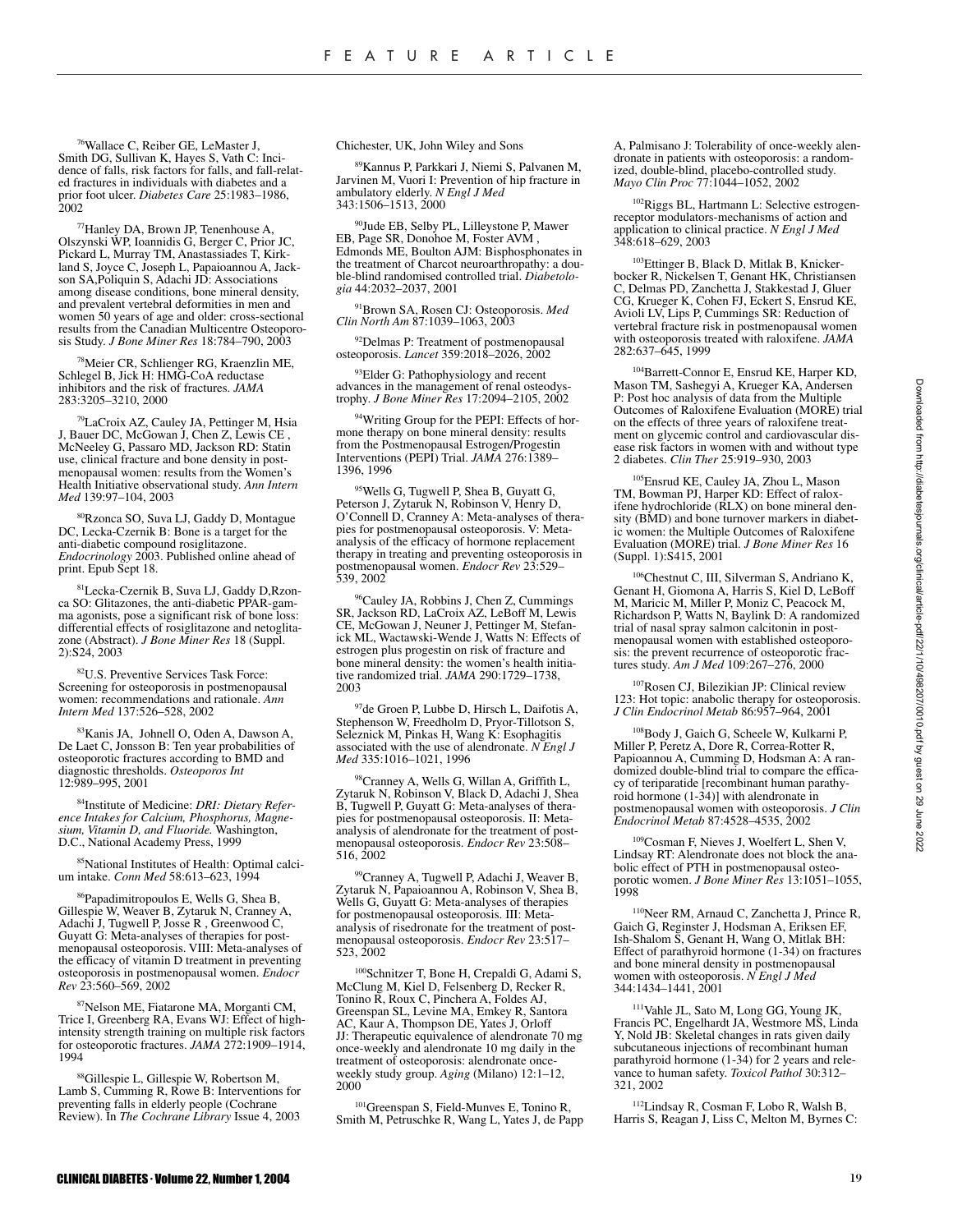[76]Wallace C, Reiber GE, LeMaster J, Smith DG, Sullivan K, Hayes S, Vath C: Incidence of falls, risk factors for falls, and fall-related fractures in individuals with diabetes and a prior foot ulcer. *Diabetes Care* 25:1983–1986, 2002

[77]Hanley DA, Brown JP, Tenenhouse A, Olszynski WP, Ioannidis G, Berger C, Prior JC, Pickard L, Murray TM, Anastassiades T, Kirkland S, Joyce C, Joseph L, Papaioannou A, Jackson SA,Poliquin S, Adachi JD: Associations among disease conditions, bone mineral density, and prevalent vertebral deformities in men and women 50 years of age and older: cross-sectional results from the Canadian Multicentre Osteoporosis Study. *J Bone Miner Res* 18:784–790, 2003

[78]Meier CR, Schlienger RG, Kraenzlin ME, Schlegel B, Jick H: HMG-CoA reductase inhibitors and the risk of fractures. *JAMA* 283:3205–3210, 2000

[79]LaCroix AZ, Cauley JA, Pettinger M, Hsia J, Bauer DC, McGowan J, Chen Z, Lewis CE , McNeeley G, Passaro MD, Jackson RD: Statin use, clinical fracture and bone density in postmenopausal women: results from the Women's Health Initiative observational study. *Ann Intern Med* 139:97–104, 2003

[80]Rzonca SO, Suva LJ, Gaddy D, Montague DC, Lecka-Czernik B: Bone is a target for the anti-diabetic compound rosiglitazone. *Endocrinology* 2003. Published online ahead of print. Epub Sept 18.

[81]Lecka-Czernik B, Suva LJ, Gaddy D,Rzonca SO: Glitazones, the anti-diabetic PPAR-gamma agonists, pose a significant risk of bone loss: differential effects of rosiglitazone and netoglitazone (Abstract). *J Bone Miner Res* 18 (Suppl. 2):S24, 2003

[82]U.S. Preventive Services Task Force: Screening for osteoporosis in postmenopausal women: recommendations and rationale. *Ann Intern Med* 137:526–528, 2002

[83]Kanis JA, Johnell O, Oden A, Dawson A, De Laet C, Jonsson B: Ten year probabilities of osteoporotic fractures according to BMD and diagnostic thresholds. *Osteoporos Int* 12:989–995, 2001

[84]Institute of Medicine: *DRI: Dietary Reference Intakes for Calcium, Phosphorus, Magnesium, Vitamin D, and Fluoride.* Washington, D.C., National Academy Press, 1999

[85]National Institutes of Health: Optimal calcium intake. *Conn Med* 58:613–623, 1994

[86]Papadimitropoulos E, Wells G, Shea B, Gillespie W, Weaver B, Zytaruk N, Cranney A, Adachi J, Tugwell P, Josse R , Greenwood C, Guyatt G: Meta-analyses of therapies for postmenopausal osteoporosis. VIII: Meta-analyses of the efficacy of vitamin D treatment in preventing osteoporosis in postmenopausal women. *Endocr Rev* 23:560–569, 2002

[87]Nelson ME, Fiatarone MA, Morganti CM, Trice I, Greenberg RA, Evans WJ: Effect of high-intensity strength training on multiple risk factors for osteoporotic fractures. *JAMA* 272:1909–1914, 1994

[88]Gillespie L, Gillespie W, Robertson M, Lamb S, Cumming R, Rowe B: Interventions for preventing falls in elderly people (Cochrane Review). In *The Cochrane Library* Issue 4, 2003 Chichester, UK, John Wiley and Sons

[89]Kannus P, Parkkari J, Niemi S, Palvanen M, Jarvinen M, Vuori I: Prevention of hip fracture in ambulatory elderly. *N Engl J Med* 343:1506–1513, 2000

[90]Jude EB, Selby PL, Lilleystone P, Mawer EB, Page SR, Donohoe M, Foster AVM , Edmonds ME, Boulton AJM: Bisphosphonates in the treatment of Charcot neuroarthropathy: a double-blind randomised controlled trial. *Diabetologia* 44:2032–2037, 2001

[91]Brown SA, Rosen CJ: Osteoporosis. *Med Clin North Am* 87:1039–1063, 2003

[92]Delmas P: Treatment of postmenopausal osteoporosis. *Lancet* 359:2018–2026, 2002

[93]Elder G: Pathophysiology and recent advances in the management of renal osteodystrophy. *J Bone Miner Res* 17:2094–2105, 2002

[94]Writing Group for the PEPI: Effects of hormone therapy on bone mineral density: results from the Postmenopausal Estrogen/Progestin Interventions (PEPI) Trial. *JAMA* 276:1389–1396, 1996

[95]Wells G, Tugwell P, Shea B, Guyatt G, Peterson J, Zytaruk N, Robinson V, Henry D, O'Connell D, Cranney A: Meta-analyses of therapies for postmenopausal osteoporosis. V: Meta-analysis of the efficacy of hormone replacement therapy in treating and preventing osteoporosis in postmenopausal women. *Endocr Rev* 23:529–539, 2002

[96]Cauley JA, Robbins J, Chen Z, Cummings SR, Jackson RD, LaCroix AZ, LeBoff M, Lewis CE, McGowan J, Neuner J, Pettinger M, Stefanick ML, Wactawski-Wende J, Watts N: Effects of estrogen plus progestin on risk of fracture and bone mineral density: the women's health initiative randomized trial. *JAMA* 290:1729–1738, 2003

[97]de Groen P, Lubbe D, Hirsch L, Daifotis A, Stephenson W, Freedholm D, Pryor-Tillotson S, Seleznick M, Pinkas H, Wang K: Esophagitis associated with the use of alendronate. *N Engl J Med* 335:1016–1021, 1996

[98]Cranney A, Wells G, Willan A, Griffith L, Zytaruk N, Robinson V, Black D, Adachi J, Shea B, Tugwell P, Guyatt G: Meta-analyses of therapies for postmenopausal osteoporosis. II: Meta-analysis of alendronate for the treatment of postmenopausal osteoporosis. *Endocr Rev* 23:508–516, 2002

[99]Cranney A, Tugwell P, Adachi J, Weaver B, Zytaruk N, Papaioannou A, Robinson V, Shea B, Wells G, Guyatt G: Meta-analyses of therapies for postmenopausal osteoporosis. III: Meta-analysis of risedronate for the treatment of postmenopausal osteoporosis. *Endocr Rev* 23:517–523, 2002

[100]Schnitzer T, Bone H, Crepaldi G, Adami S, McClung M, Kiel D, Felsenberg D, Recker R, Tonino R, Roux C, Pinchera A, Foldes AJ, Greenspan SL, Levine MA, Emkey R, Santora AC, Kaur A, Thompson DE, Yates J, Orloff JJ: Therapeutic equivalence of alendronate 70 mg once-weekly and alendronate 10 mg daily in the treatment of osteoporosis: alendronate once-weekly study group. *Aging* (Milano) 12:1–12, 2000

[101]Greenspan S, Field-Munves E, Tonino R, Smith M, Petruschke R, Wang L, Yates J, de Papp A, Palmisano J: Tolerability of once-weekly alendronate in patients with osteoporosis: a randomized, double-blind, placebo-controlled study. *Mayo Clin Proc* 77:1044–1052, 2002

[102]Riggs BL, Hartmann L: Selective estrogen-receptor modulators-mechanisms of action and application to clinical practice. *N Engl J Med* 348:618–629, 2003

[103]Ettinger B, Black D, Mitlak B, Knickerbocker R, Nickelsen T, Genant HK, Christiansen C, Delmas PD, Zanchetta J, Stakkestad J, Gluer CG, Krueger K, Cohen FJ, Eckert S, Ensrud KE, Avioli LV, Lips P, Cummings SR: Reduction of vertebral fracture risk in postmenopausal women with osteoporosis treated with raloxifene. *JAMA* 282:637–645, 1999

[104]Barrett-Connor E, Ensrud KE, Harper KD, Mason TM, Sashegyi A, Krueger KA, Andersen P: Post hoc analysis of data from the Multiple Outcomes of Raloxifene Evaluation (MORE) trial on the effects of three years of raloxifene treatment on glycemic control and cardiovascular disease risk factors in women with and without type 2 diabetes. *Clin Ther* 25:919–930, 2003

[105]Ensrud KE, Cauley JA, Zhou L, Mason TM, Bowman PJ, Harper KD: Effect of raloxifene hydrochloride (RLX) on bone mineral density (BMD) and bone turnover markers in diabetic women: the Multiple Outcomes of Raloxifene Evaluation (MORE) trial. *J Bone Miner Res* 16 (Suppl. 1):S415, 2001

[106]Chestnut C, III, Silverman S, Andriano K, Genant H, Giomona A, Harris S, Kiel D, LeBoff M, Maricic M, Miller P, Moniz C, Peacock M, Richardson P, Watts N, Baylink D: A randomized trial of nasal spray salmon calcitonin in postmenopausal women with established osteoporosis: the prevent recurrence of osteoporotic fractures study. *Am J Med* 109:267–276, 2000

[107]Rosen CJ, Bilezikian JP: Clinical review 123: Hot topic: anabolic therapy for osteoporosis. *J Clin Endocrinol Metab* 86:957–964, 2001

[108]Body J, Gaich G, Scheele W, Kulkarni P, Miller P, Peretz A, Dore R, Correa-Rotter R, Papioannou A, Cumming D, Hodsman A: A randomized double-blind trial to compare the efficacy of teriparatide [recombinant human parathyroid hormone (1-34)] with alendronate in postmenopausal women with osteoporosis. *J Clin Endocrinol Metab* 87:4528–4535, 2002

[109]Cosman F, Nieves J, Woelfert L, Shen V, Lindsay RT: Alendronate does not block the anabolic effect of PTH in postmenopausal osteoporotic women. *J Bone Miner Res* 13:1051–1055, 1998

[110]Neer RM, Arnaud C, Zanchetta J, Prince R, Gaich G, Reginster J, Hodsman A, Eriksen EF, Ish-Shalom S, Genant H, Wang O, Mitlak BH: Effect of parathyroid hormone (1-34) on fractures and bone mineral density in postmenopausal women with osteoporosis. *N Engl J Med* 344:1434–1441, 2001

[111]Vahle JL, Sato M, Long GG, Young JK, Francis PC, Engelhardt JA, Westmore MS, Linda Y, Nold JB: Skeletal changes in rats given daily subcutaneous injections of recombinant human parathyroid hormone (1-34) for 2 years and relevance to human safety. *Toxicol Pathol* 30:312–321, 2002

[112]Lindsay R, Cosman F, Lobo R, Walsh B, Harris S, Reagan J, Liss C, Melton M, Byrnes C: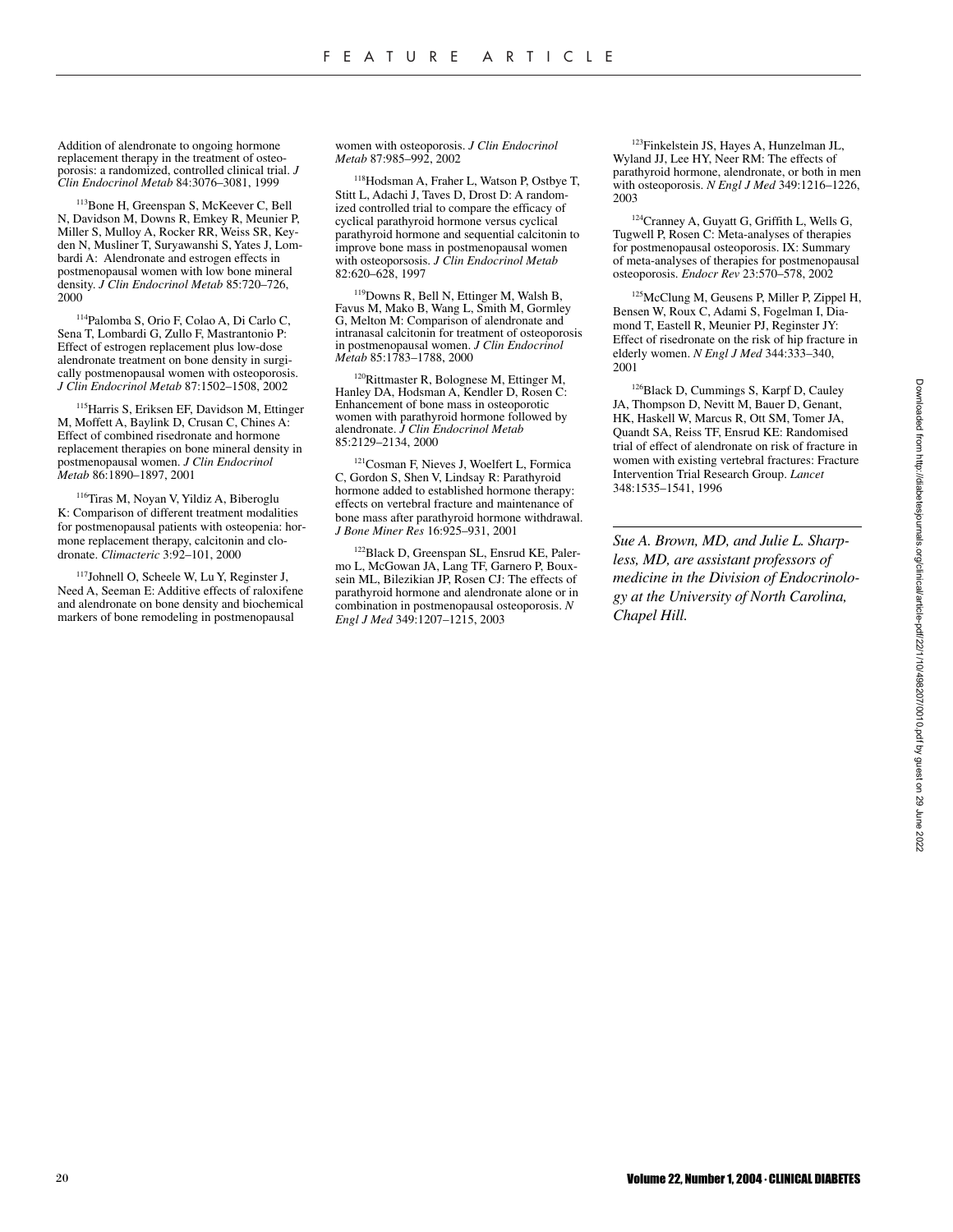Addition of alendronate to ongoing hormone replacement therapy in the treatment of osteoporosis: a randomized, controlled clinical trial. *J Clin Endocrinol Metab* 84:3076–3081, 1999

[113]Bone H, Greenspan S, McKeever C, Bell N, Davidson M, Downs R, Emkey R, Meunier P, Miller S, Mulloy A, Rocker RR, Weiss SR, Keyden N, Musliner T, Suryawanshi S, Yates J, Lombardi A: Alendronate and estrogen effects in postmenopausal women with low bone mineral density. *J Clin Endocrinol Metab* 85:720–726, 2000

[114]Palomba S, Orio F, Colao A, Di Carlo C, Sena T, Lombardi G, Zullo F, Mastrantonio P: Effect of estrogen replacement plus low-dose alendronate treatment on bone density in surgically postmenopausal women with osteoporosis. *J Clin Endocrinol Metab* 87:1502–1508, 2002

[115]Harris S, Eriksen EF, Davidson M, Ettinger M, Moffett A, Baylink D, Crusan C, Chines A: Effect of combined risedronate and hormone replacement therapies on bone mineral density in postmenopausal women. *J Clin Endocrinol Metab* 86:1890–1897, 2001

[116]Tiras M, Noyan V, Yildiz A, Biberoglu K: Comparison of different treatment modalities for postmenopausal patients with osteopenia: hormone replacement therapy, calcitonin and clodronate. *Climacteric* 3:92–101, 2000

[117]Johnell O, Scheele W, Lu Y, Reginster J, Need A, Seeman E: Additive effects of raloxifene and alendronate on bone density and biochemical markers of bone remodeling in postmenopausal women with osteoporosis. *J Clin Endocrinol Metab* 87:985–992, 2002

[118]Hodsman A, Fraher L, Watson P, Ostbye T, Stitt L, Adachi J, Taves D, Drost D: A randomized controlled trial to compare the efficacy of cyclical parathyroid hormone versus cyclical parathyroid hormone and sequential calcitonin to improve bone mass in postmenopausal women with osteoporsosis. *J Clin Endocrinol Metab* 82:620–628, 1997

[119]Downs R, Bell N, Ettinger M, Walsh B, Favus M, Mako B, Wang L, Smith M, Gormley G, Melton M: Comparison of alendronate and intranasal calcitonin for treatment of osteoporosis in postmenopausal women. *J Clin Endocrinol Metab* 85:1783–1788, 2000

[120]Rittmaster R, Bolognese M, Ettinger M, Hanley DA, Hodsman A, Kendler D, Rosen C: Enhancement of bone mass in osteoporotic women with parathyroid hormone followed by alendronate. *J Clin Endocrinol Metab* 85:2129–2134, 2000

[121]Cosman F, Nieves J, Woelfert L, Formica C, Gordon S, Shen V, Lindsay R: Parathyroid hormone added to established hormone therapy: effects on vertebral fracture and maintenance of bone mass after parathyroid hormone withdrawal. *J Bone Miner Res* 16:925–931, 2001

[122]Black D, Greenspan SL, Ensrud KE, Palermo L, McGowan JA, Lang TF, Garnero P, Bouxsein ML, Bilezikian JP, Rosen CJ: The effects of parathyroid hormone and alendronate alone or in combination in postmenopausal osteoporosis. *N Engl J Med* 349:1207–1215, 2003

[123]Finkelstein JS, Hayes A, Hunzelman JL, Wyland JJ, Lee HY, Neer RM: The effects of parathyroid hormone, alendronate, or both in men with osteoporosis. *N Engl J Med* 349:1216–1226, 2003

[124]Cranney A, Guyatt G, Griffith L, Wells G, Tugwell P, Rosen C: Meta-analyses of therapies for postmenopausal osteoporosis. IX: Summary of meta-analyses of therapies for postmenopausal osteoporosis. *Endocr Rev* 23:570–578, 2002

[125]McClung M, Geusens P, Miller P, Zippel H, Bensen W, Roux C, Adami S, Fogelman I, Diamond T, Eastell R, Meunier PJ, Reginster JY: Effect of risedronate on the risk of hip fracture in elderly women. *N Engl J Med* 344:333–340, 2001

[126]Black D, Cummings S, Karpf D, Cauley JA, Thompson D, Nevitt M, Bauer D, Genant, HK, Haskell W, Marcus R, Ott SM, Tomer JA, Quandt SA, Reiss TF, Ensrud KE: Randomised trial of effect of alendronate on risk of fracture in women with existing vertebral fractures: Fracture Intervention Trial Research Group. *Lancet* 348:1535–1541, 1996

---

*Sue A. Brown, MD, and Julie L. Sharpless, MD, are assistant professors of medicine in the Division of Endocrinology at the University of North Carolina, Chapel Hill.*